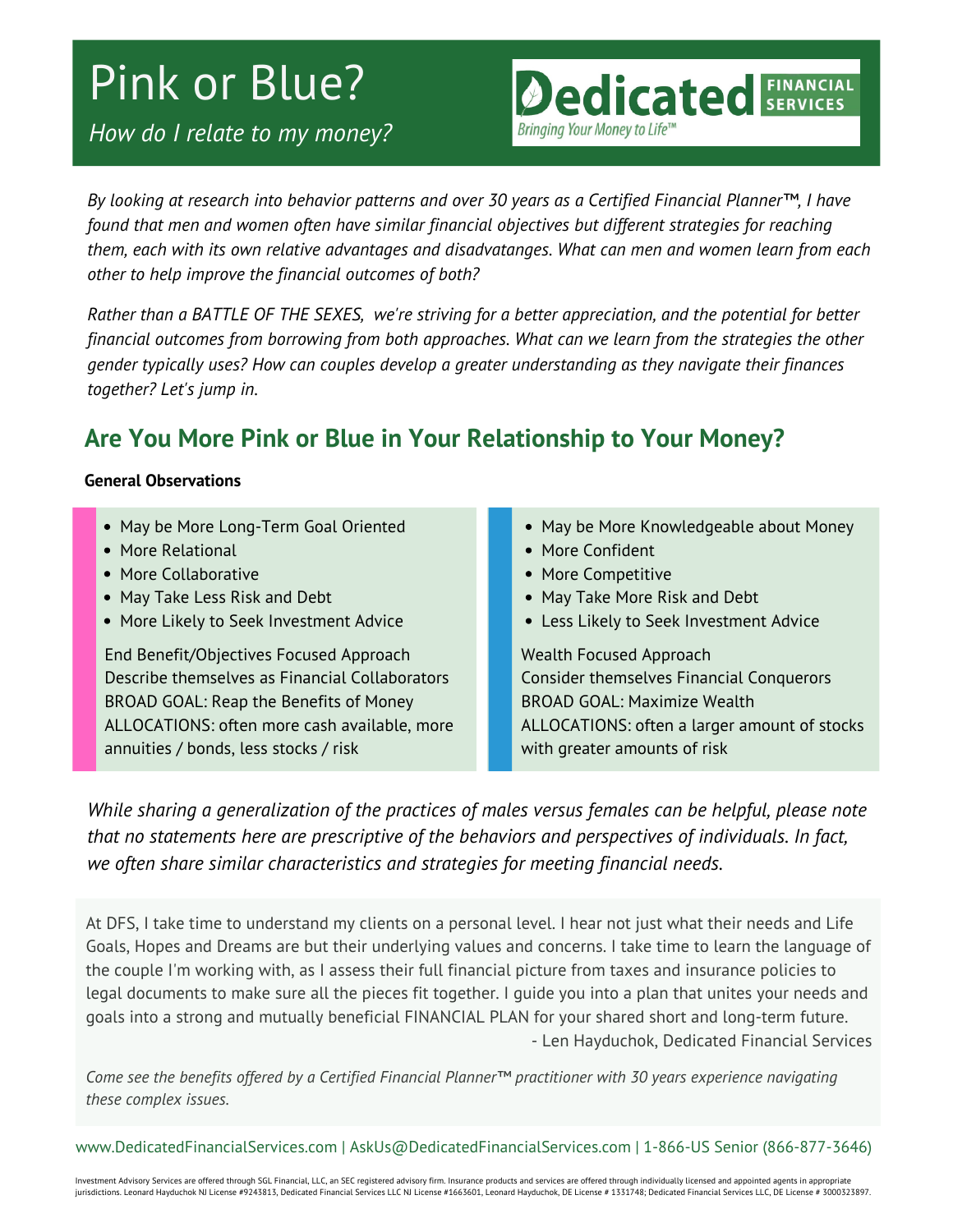# Pink or Blue?

*How do I relate to my money?*

**Dedicated** FINANCIAL SERVICES
*Bringing Your Money to Life™*

*By looking at research into behavior patterns and over 30 years as a Certified Financial Planner™, I have found that men and women often have similar financial objectives but different strategies for reaching them, each with its own relative advantages and disadvatanges. What can men and women learn from each other to help improve the financial outcomes of both?*

*Rather than a BATTLE OF THE SEXES,  we're striving for a better appreciation, and the potential for better financial outcomes from borrowing from both approaches. What can we learn from the strategies the other gender typically uses? How can couples develop a greater understanding as they navigate their finances together? Let's jump in.*

## Are You More Pink or Blue in Your Relationship to Your Money?

**General Observations**

- May be More Long-Term Goal Oriented
- More Relational
- More Collaborative
- May Take Less Risk and Debt
- More Likely to Seek Investment Advice

End Benefit/Objectives Focused Approach
Describe themselves as Financial Collaborators
BROAD GOAL: Reap the Benefits of Money
ALLOCATIONS: often more cash available, more annuities / bonds, less stocks / risk

- May be More Knowledgeable about Money
- More Confident
- More Competitive
- May Take More Risk and Debt
- Less Likely to Seek Investment Advice

Wealth Focused Approach
Consider themselves Financial Conquerors
BROAD GOAL: Maximize Wealth
ALLOCATIONS: often a larger amount of stocks with greater amounts of risk

*While sharing a generalization of the practices of males versus females can be helpful, please note that no statements here are prescriptive of the behaviors and perspectives of individuals. In fact, we often share similar characteristics and strategies for meeting financial needs.*

At DFS, I take time to understand my clients on a personal level. I hear not just what their needs and Life Goals, Hopes and Dreams are but their underlying values and concerns. I take time to learn the language of the couple I'm working with, as I assess their full financial picture from taxes and insurance policies to legal documents to make sure all the pieces fit together. I guide you into a plan that unites your needs and goals into a strong and mutually beneficial FINANCIAL PLAN for your shared short and long-term future.

- Len Hayduchok, Dedicated Financial Services

*Come see the benefits offered by a Certified Financial Planner™ practitioner with 30 years experience navigating these complex issues.*

www.DedicatedFinancialServices.com | AskUs@DedicatedFinancialServices.com | 1-866-US Senior (866-877-3646)

Investment Advisory Services are offered through SGL Financial, LLC, an SEC registered advisory firm. Insurance products and services are offered through individually licensed and appointed agents in appropriate jurisdictions. Leonard Hayduchok NJ License #9243813, Dedicated Financial Services LLC NJ License #1663601, Leonard Hayduchok, DE License # 1331748; Dedicated Financial Services LLC, DE License # 3000323897.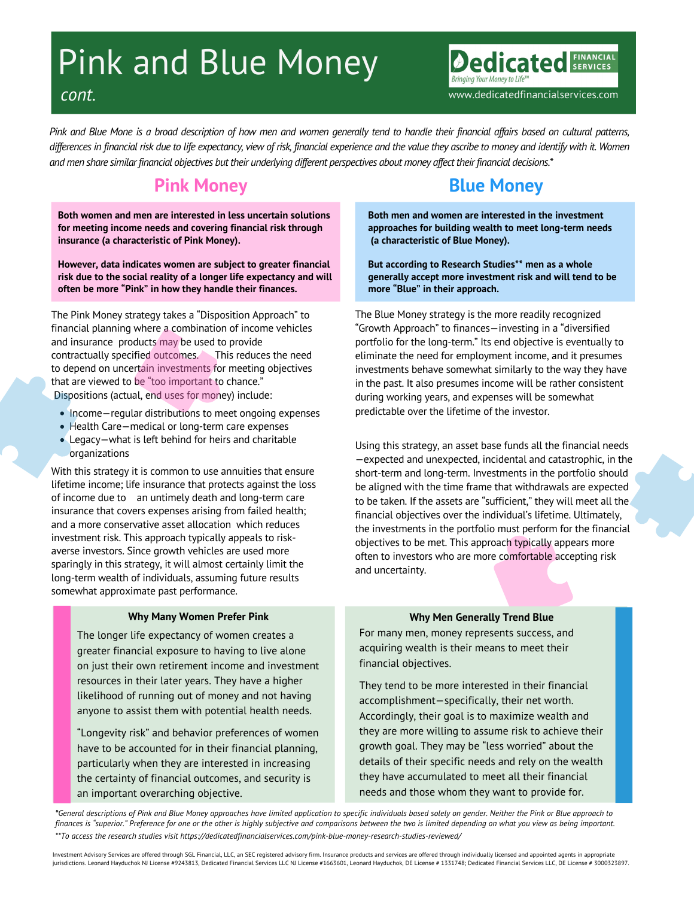# Pink and Blue Money

*cont.*

Dedicated FINANCIAL SERVICES
*Bringing Your Money to Life™*
www.dedicatedfinancialservices.com

*Pink and Blue Mone is a broad description of how men and women generally tend to handle their financial affairs based on cultural patterns, differences in financial risk due to life expectancy, view of risk, financial experience and the value they ascribe to money and identify with it. Women and men share similar financial objectives but their underlying different perspectives about money affect their financial decisions.**

## Pink Money

**Both women and men are interested in less uncertain solutions for meeting income needs and covering financial risk through insurance (a characteristic of Pink Money).**

**However, data indicates women are subject to greater financial risk due to the social reality of a longer life expectancy and will often be more "Pink" in how they handle their finances.**

The Pink Money strategy takes a "Disposition Approach" to financial planning where a combination of income vehicles and insurance products may be used to provide contractually specified outcomes. This reduces the need to depend on uncertain investments for meeting objectives that are viewed to be "too important to chance." Dispositions (actual, end uses for money) include:

- Income—regular distributions to meet ongoing expenses
- Health Care—medical or long-term care expenses
- Legacy—what is left behind for heirs and charitable organizations

With this strategy it is common to use annuities that ensure lifetime income; life insurance that protects against the loss of income due to an untimely death and long-term care insurance that covers expenses arising from failed health; and a more conservative asset allocation which reduces investment risk. This approach typically appeals to risk-averse investors. Since growth vehicles are used more sparingly in this strategy, it will almost certainly limit the long-term wealth of individuals, assuming future results somewhat approximate past performance.

### Why Many Women Prefer Pink

The longer life expectancy of women creates a greater financial exposure to having to live alone on just their own retirement income and investment resources in their later years. They have a higher likelihood of running out of money and not having anyone to assist them with potential health needs.

"Longevity risk" and behavior preferences of women have to be accounted for in their financial planning, particularly when they are interested in increasing the certainty of financial outcomes, and security is an important overarching objective.

## Blue Money

**Both men and women are interested in the investment approaches for building wealth to meet long-term needs (a characteristic of Blue Money).**

**But according to Research Studies** men as a whole generally accept more investment risk and will tend to be more "Blue" in their approach.**

The Blue Money strategy is the more readily recognized "Growth Approach" to finances—investing in a "diversified portfolio for the long-term." Its end objective is eventually to eliminate the need for employment income, and it presumes investments behave somewhat similarly to the way they have in the past. It also presumes income will be rather consistent during working years, and expenses will be somewhat predictable over the lifetime of the investor.

Using this strategy, an asset base funds all the financial needs—expected and unexpected, incidental and catastrophic, in the short-term and long-term. Investments in the portfolio should be aligned with the time frame that withdrawals are expected to be taken. If the assets are "sufficient," they will meet all the financial objectives over the individual's lifetime. Ultimately, the investments in the portfolio must perform for the financial objectives to be met. This approach typically appears more often to investors who are more comfortable accepting risk and uncertainty.

### Why Men Generally Trend Blue

For many men, money represents success, and acquiring wealth is their means to meet their financial objectives.

They tend to be more interested in their financial accomplishment—specifically, their net worth. Accordingly, their goal is to maximize wealth and they are more willing to assume risk to achieve their growth goal. They may be "less worried" about the details of their specific needs and rely on the wealth they have accumulated to meet all their financial needs and those whom they want to provide for.

*\*General descriptions of Pink and Blue Money approaches have limited application to specific individuals based solely on gender. Neither the Pink or Blue approach to finances is "superior." Preference for one or the other is highly subjective and comparisons between the two is limited depending on what you view as being important.*
*\*\*To access the research studies visit https://dedicatedfinancialservices.com/pink-blue-money-research-studies-reviewed/*

Investment Advisory Services are offered through SGL Financial, LLC, an SEC registered advisory firm. Insurance products and services are offered through individually licensed and appointed agents in appropriate jurisdictions. Leonard Hayduchok NJ License #9243813, Dedicated Financial Services LLC NJ License #1663601, Leonard Hayduchok, DE License # 1331748; Dedicated Financial Services LLC, DE License # 3000323897.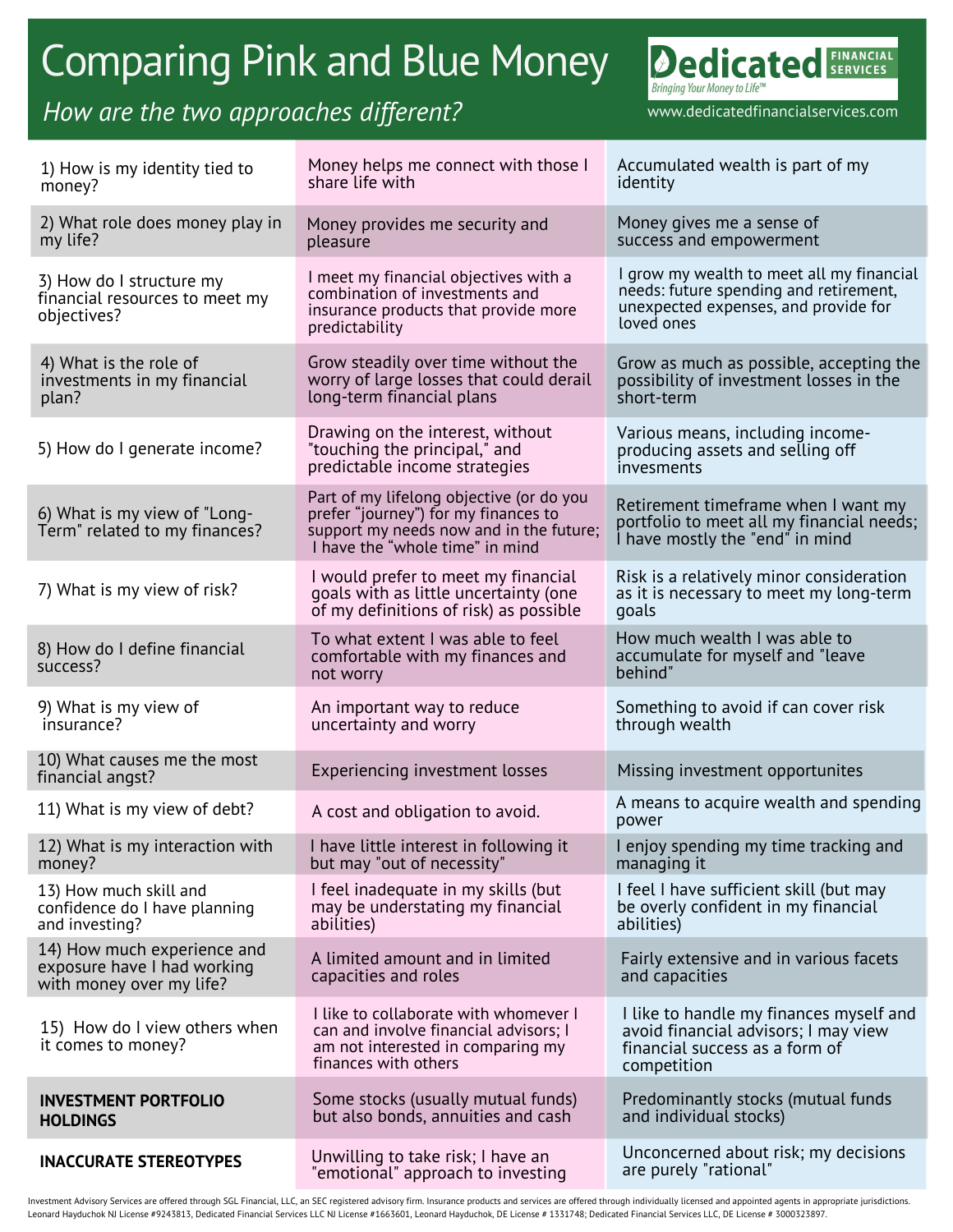# Comparing Pink and Blue Money

*How are the two approaches different?*

**Dedicated** FINANCIAL SERVICES
*Bringing Your Money to Life™*
www.dedicatedfinancialservices.com

| | | |
|---|---|---|
| 1) How is my identity tied to money? | Money helps me connect with those I share life with | Accumulated wealth is part of my identity |
| 2) What role does money play in my life? | Money provides me security and pleasure | Money gives me a sense of success and empowerment |
| 3) How do I structure my financial resources to meet my objectives? | I meet my financial objectives with a combination of investments and insurance products that provide more predictability | I grow my wealth to meet all my financial needs: future spending and retirement, unexpected expenses, and provide for loved ones |
| 4) What is the role of investments in my financial plan? | Grow steadily over time without the worry of large losses that could derail long-term financial plans | Grow as much as possible, accepting the possibility of investment losses in the short-term |
| 5) How do I generate income? | Drawing on the interest, without "touching the principal," and predictable income strategies | Various means, including income-producing assets and selling off invesments |
| 6) What is my view of "Long-Term" related to my finances? | Part of my lifelong objective (or do you prefer "journey") for my finances to support my needs now and in the future; I have the "whole time" in mind | Retirement timeframe when I want my portfolio to meet all my financial needs; I have mostly the "end" in mind |
| 7) What is my view of risk? | I would prefer to meet my financial goals with as little uncertainty (one of my definitions of risk) as possible | Risk is a relatively minor consideration as it is necessary to meet my long-term goals |
| 8) How do I define financial success? | To what extent I was able to feel comfortable with my finances and not worry | How much wealth I was able to accumulate for myself and "leave behind" |
| 9) What is my view of insurance? | An important way to reduce uncertainty and worry | Something to avoid if can cover risk through wealth |
| 10) What causes me the most financial angst? | Experiencing investment losses | Missing investment opportunites |
| 11) What is my view of debt? | A cost and obligation to avoid. | A means to acquire wealth and spending power |
| 12) What is my interaction with money? | I have little interest in following it but may "out of necessity" | I enjoy spending my time tracking and managing it |
| 13) How much skill and confidence do I have planning and investing? | I feel inadequate in my skills (but may be understating my financial abilities) | I feel I have sufficient skill (but may be overly confident in my financial abilities) |
| 14) How much experience and exposure have I had working with money over my life? | A limited amount and in limited capacities and roles | Fairly extensive and in various facets and capacities |
| 15) How do I view others when it comes to money? | I like to collaborate with whomever I can and involve financial advisors; I am not interested in comparing my finances with others | I like to handle my finances myself and avoid financial advisors; I may view financial success as a form of competition |
| **INVESTMENT PORTFOLIO HOLDINGS** | Some stocks (usually mutual funds) but also bonds, annuities and cash | Predominantly stocks (mutual funds and individual stocks) |
| **INACCURATE STEREOTYPES** | Unwilling to take risk; I have an "emotional" approach to investing | Unconcerned about risk; my decisions are purely "rational" |

Investment Advisory Services are offered through SGL Financial, LLC, an SEC registered advisory firm. Insurance products and services are offered through individually licensed and appointed agents in appropriate jurisdictions. Leonard Hayduchok NJ License #9243813, Dedicated Financial Services LLC NJ License #1663601, Leonard Hayduchok, DE License # 1331748; Dedicated Financial Services LLC, DE License # 3000323897.